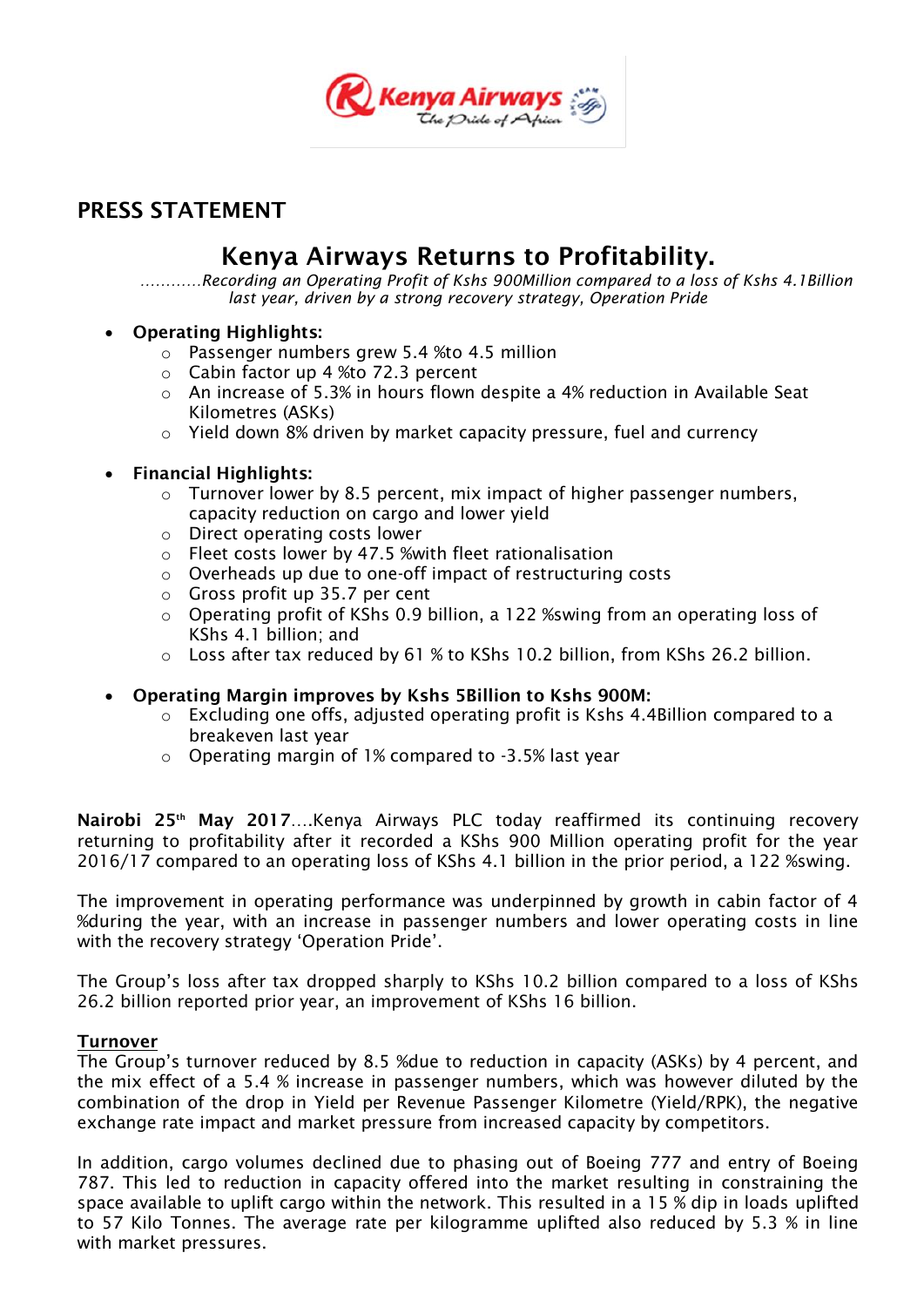Kenya Airways
The Pride of Africa

## PRESS STATEMENT

# Kenya Airways Returns to Profitability.

*............Recording an Operating Profit of Kshs 900Million compared to a loss of Kshs 4.1Billion last year, driven by a strong recovery strategy, Operation Pride*

- **Operating Highlights:**
  - Passenger numbers grew 5.4 %to 4.5 million
  - Cabin factor up 4 %to 72.3 percent
  - An increase of 5.3% in hours flown despite a 4% reduction in Available Seat Kilometres (ASKs)
  - Yield down 8% driven by market capacity pressure, fuel and currency

- **Financial Highlights:**
  - Turnover lower by 8.5 percent, mix impact of higher passenger numbers, capacity reduction on cargo and lower yield
  - Direct operating costs lower
  - Fleet costs lower by 47.5 %with fleet rationalisation
  - Overheads up due to one-off impact of restructuring costs
  - Gross profit up 35.7 per cent
  - Operating profit of KShs 0.9 billion, a 122 %swing from an operating loss of KShs 4.1 billion; and
  - Loss after tax reduced by 61 % to KShs 10.2 billion, from KShs 26.2 billion.

- **Operating Margin improves by Kshs 5Billion to Kshs 900M:**
  - Excluding one offs, adjusted operating profit is Kshs 4.4Billion compared to a breakeven last year
  - Operating margin of 1% compared to -3.5% last year

**Nairobi 25th May 2017**....Kenya Airways PLC today reaffirmed its continuing recovery returning to profitability after it recorded a KShs 900 Million operating profit for the year 2016/17 compared to an operating loss of KShs 4.1 billion in the prior period, a 122 %swing.

The improvement in operating performance was underpinned by growth in cabin factor of 4 %during the year, with an increase in passenger numbers and lower operating costs in line with the recovery strategy 'Operation Pride'.

The Group's loss after tax dropped sharply to KShs 10.2 billion compared to a loss of KShs 26.2 billion reported prior year, an improvement of KShs 16 billion.

**Turnover**

The Group's turnover reduced by 8.5 %due to reduction in capacity (ASKs) by 4 percent, and the mix effect of a 5.4 % increase in passenger numbers, which was however diluted by the combination of the drop in Yield per Revenue Passenger Kilometre (Yield/RPK), the negative exchange rate impact and market pressure from increased capacity by competitors.

In addition, cargo volumes declined due to phasing out of Boeing 777 and entry of Boeing 787. This led to reduction in capacity offered into the market resulting in constraining the space available to uplift cargo within the network. This resulted in a 15 % dip in loads uplifted to 57 Kilo Tonnes. The average rate per kilogramme uplifted also reduced by 5.3 % in line with market pressures.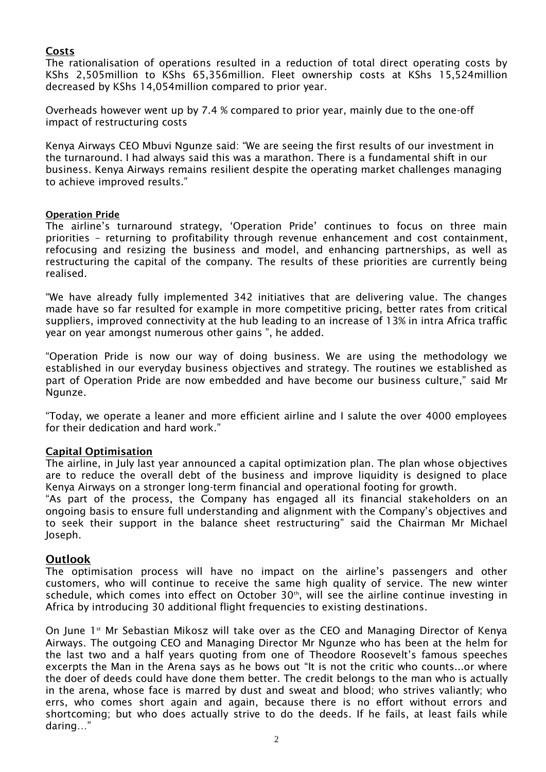## Costs

The rationalisation of operations resulted in a reduction of total direct operating costs by KShs 2,505million to KShs 65,356million. Fleet ownership costs at KShs 15,524million decreased by KShs 14,054million compared to prior year.

Overheads however went up by 7.4 % compared to prior year, mainly due to the one-off impact of restructuring costs

Kenya Airways CEO Mbuvi Ngunze said: "We are seeing the first results of our investment in the turnaround. I had always said this was a marathon. There is a fundamental shift in our business. Kenya Airways remains resilient despite the operating market challenges managing to achieve improved results."

### Operation Pride

The airline's turnaround strategy, 'Operation Pride' continues to focus on three main priorities – returning to profitability through revenue enhancement and cost containment, refocusing and resizing the business and model, and enhancing partnerships, as well as restructuring the capital of the company. The results of these priorities are currently being realised.

"We have already fully implemented 342 initiatives that are delivering value. The changes made have so far resulted for example in more competitive pricing, better rates from critical suppliers, improved connectivity at the hub leading to an increase of 13% in intra Africa traffic year on year amongst numerous other gains ", he added.

"Operation Pride is now our way of doing business. We are using the methodology we established in our everyday business objectives and strategy. The routines we established as part of Operation Pride are now embedded and have become our business culture," said Mr Ngunze.

"Today, we operate a leaner and more efficient airline and I salute the over 4000 employees for their dedication and hard work."

## Capital Optimisation

The airline, in July last year announced a capital optimization plan. The plan whose objectives are to reduce the overall debt of the business and improve liquidity is designed to place Kenya Airways on a stronger long-term financial and operational footing for growth.

"As part of the process, the Company has engaged all its financial stakeholders on an ongoing basis to ensure full understanding and alignment with the Company's objectives and to seek their support in the balance sheet restructuring" said the Chairman Mr Michael Joseph.

## Outlook

The optimisation process will have no impact on the airline's passengers and other customers, who will continue to receive the same high quality of service. The new winter schedule, which comes into effect on October 30th, will see the airline continue investing in Africa by introducing 30 additional flight frequencies to existing destinations.

On June 1st Mr Sebastian Mikosz will take over as the CEO and Managing Director of Kenya Airways. The outgoing CEO and Managing Director Mr Ngunze who has been at the helm for the last two and a half years quoting from one of Theodore Roosevelt's famous speeches excerpts the Man in the Arena says as he bows out "It is not the critic who counts...or where the doer of deeds could have done them better. The credit belongs to the man who is actually in the arena, whose face is marred by dust and sweat and blood; who strives valiantly; who errs, who comes short again and again, because there is no effort without errors and shortcoming; but who does actually strive to do the deeds. If he fails, at least fails while daring…"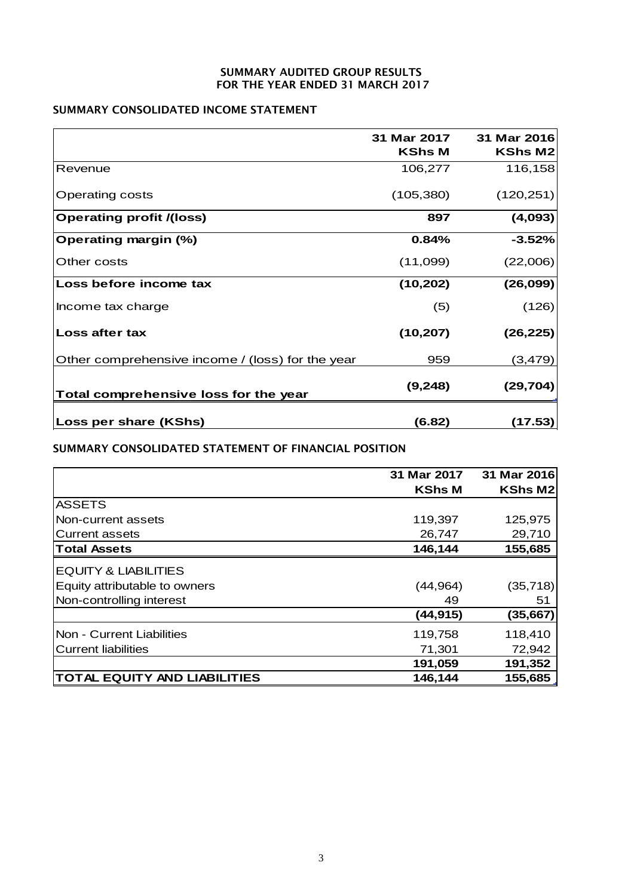# SUMMARY AUDITED GROUP RESULTS
# FOR THE YEAR ENDED 31 MARCH 2017

## SUMMARY CONSOLIDATED INCOME STATEMENT

| | 31 Mar 2017 KShs M | 31 Mar 2016 KShs M2 |
|---|---|---|
| Revenue | 106,277 | 116,158 |
| Operating costs | (105,380) | (120,251) |
| **Operating profit /(loss)** | **897** | **(4,093)** |
| **Operating margin (%)** | **0.84%** | **-3.52%** |
| Other costs | (11,099) | (22,006) |
| **Loss before income tax** | **(10,202)** | **(26,099)** |
| Income tax charge | (5) | (126) |
| **Loss after tax** | **(10,207)** | **(26,225)** |
| Other comprehensive income / (loss) for the year | 959 | (3,479) |
| **Total comprehensive loss for the year** | **(9,248)** | **(29,704)** |
| **Loss per share (KShs)** | **(6.82)** | **(17.53)** |

## SUMMARY CONSOLIDATED STATEMENT OF FINANCIAL POSITION

| | 31 Mar 2017 KShs M | 31 Mar 2016 KShs M2 |
|---|---|---|
| ASSETS | | |
| Non-current assets | 119,397 | 125,975 |
| Current assets | 26,747 | 29,710 |
| **Total Assets** | **146,144** | **155,685** |
| EQUITY & LIABILITIES | | |
| Equity attributable to owners | (44,964) | (35,718) |
| Non-controlling interest | 49 | 51 |
| | **(44,915)** | **(35,667)** |
| Non - Current Liabilities | 119,758 | 118,410 |
| Current liabilities | 71,301 | 72,942 |
| | **191,059** | **191,352** |
| **TOTAL EQUITY AND LIABILITIES** | **146,144** | **155,685** |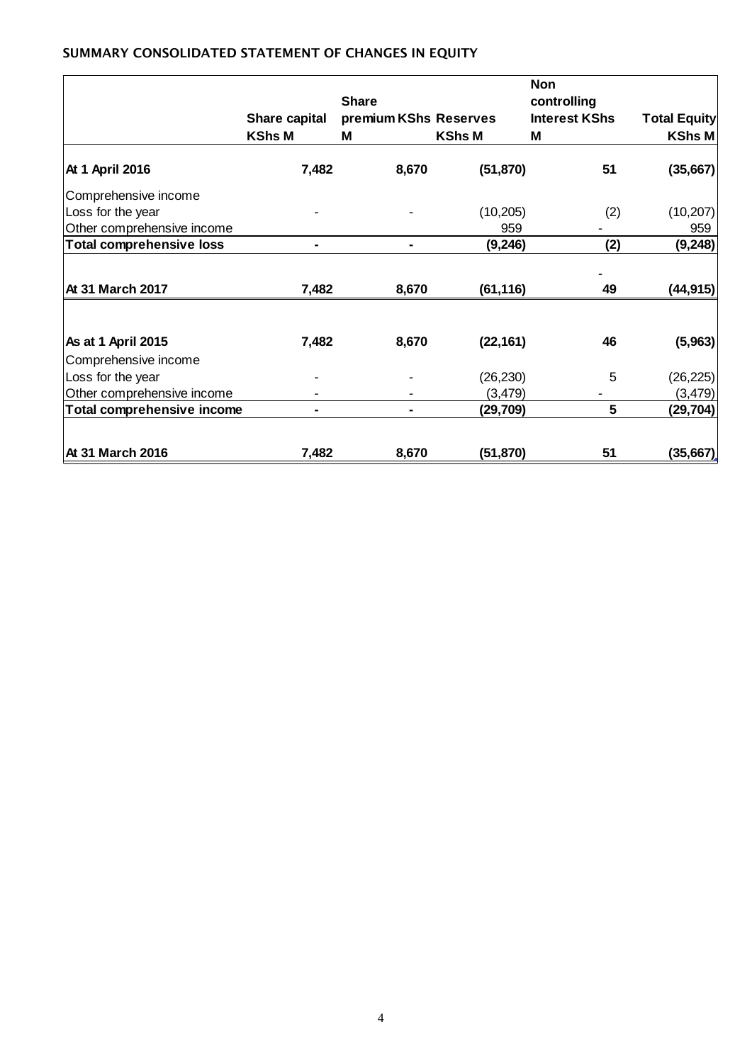## SUMMARY CONSOLIDATED STATEMENT OF CHANGES IN EQUITY

| | Share capital KShs M | Share premium KShs M | Reserves KShs M | Non controlling Interest KShs M | Total Equity KShs M |
|---|---|---|---|---|---|
| **At 1 April 2016** | **7,482** | **8,670** | **(51,870)** | **51** | **(35,667)** |
| Comprehensive income | | | | | |
| Loss for the year | - | - | (10,205) | (2) | (10,207) |
| Other comprehensive income | | | 959 | - | 959 |
| **Total comprehensive loss** | **-** | **-** | **(9,246)** | **(2)** | **(9,248)** |
| | | | | - | |
| **At 31 March 2017** | **7,482** | **8,670** | **(61,116)** | **49** | **(44,915)** |
| | | | | | |
| **As at 1 April 2015** | **7,482** | **8,670** | **(22,161)** | **46** | **(5,963)** |
| Comprehensive income | | | | | |
| Loss for the year | - | - | (26,230) | 5 | (26,225) |
| Other comprehensive income | - | - | (3,479) | - | (3,479) |
| **Total comprehensive income** | **-** | **-** | **(29,709)** | **5** | **(29,704)** |
| | | | | | |
| **At 31 March 2016** | **7,482** | **8,670** | **(51,870)** | **51** | **(35,667)** |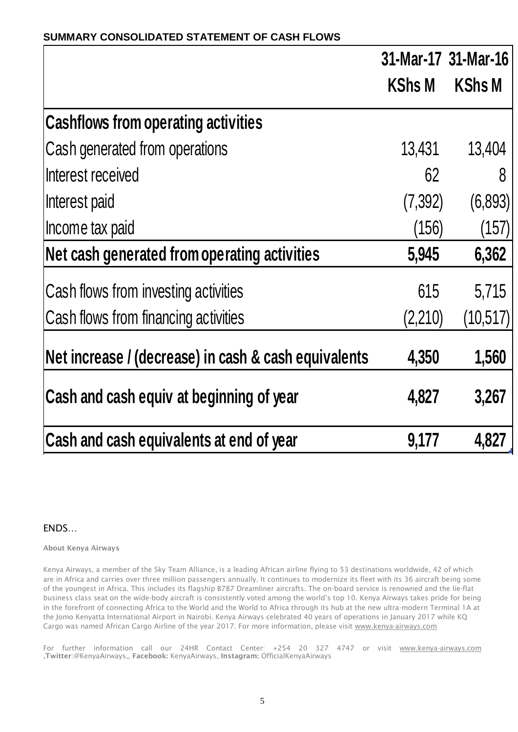**SUMMARY CONSOLIDATED STATEMENT OF CASH FLOWS**

| | 31-Mar-17 | 31-Mar-16 |
|---|---|---|
| | KShs M | KShs M |
| **Cashflows from operating activities** | | |
| Cash generated from operations | 13,431 | 13,404 |
| Interest received | 62 | 8 |
| Interest paid | (7,392) | (6,893) |
| Income tax paid | (156) | (157) |
| **Net cash generated from operating activities** | **5,945** | **6,362** |
| Cash flows from investing activities | 615 | 5,715 |
| Cash flows from financing activities | (2,210) | (10,517) |
| **Net increase / (decrease) in cash & cash equivalents** | **4,350** | **1,560** |
| **Cash and cash equiv at beginning of year** | **4,827** | **3,267** |
| **Cash and cash equivalents at end of year** | **9,177** | **4,827** |

ENDS…

**About Kenya Airways**

Kenya Airways, a member of the Sky Team Alliance, is a leading African airline flying to 53 destinations worldwide, 42 of which are in Africa and carries over three million passengers annually. It continues to modernize its fleet with its 36 aircraft being some of the youngest in Africa. This includes its flagship B787 Dreamliner aircrafts. The on-board service is renowned and the lie-flat business class seat on the wide-body aircraft is consistently voted among the world's top 10. Kenya Airways takes pride for being in the forefront of connecting Africa to the World and the World to Africa through its hub at the new ultra-modern Terminal 1A at the Jomo Kenyatta International Airport in Nairobi. Kenya Airways celebrated 40 years of operations in January 2017 while KQ Cargo was named African Cargo Airline of the year 2017. For more information, please visit www.kenya-airways.com

For further information call our 24HR Contact Center: +254 20 327 4747 or visit www.kenya-airways.com ,**Twitter**:@KenyaAirways,, **Facebook:** KenyaAirways, **Instagram:** OfficialKenyaAirways